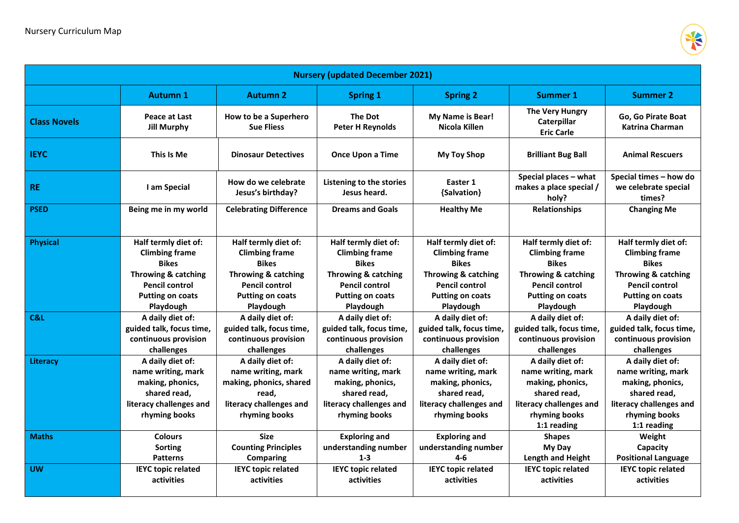Nursery Curriculum Map

| Nursery (updated December 2021) | | | | | | |
|---|---|---|---|---|---|---|
| | **Autumn 1** | **Autumn 2** | **Spring 1** | **Spring 2** | **Summer 1** | **Summer 2** |
| **Class Novels** | **Peace at Last**<br>**Jill Murphy** | **How to be a Superhero**<br>**Sue Fliess** | **The Dot**<br>**Peter H Reynolds** | **My Name is Bear!**<br>**Nicola Killen** | **The Very Hungry Caterpillar**<br>**Eric Carle** | **Go, Go Pirate Boat**<br>**Katrina Charman** |
| **IEYC** | **This Is Me** | **Dinosaur Detectives** | **Once Upon a Time** | **My Toy Shop** | **Brilliant Bug Ball** | **Animal Rescuers** |
| **RE** | **I am Special** | **How do we celebrate Jesus's birthday?** | **Listening to the stories Jesus heard.** | **Easter 1**<br>**{Salvation}** | **Special places – what makes a place special / holy?** | **Special times – how do we celebrate special times?** |
| **PSED** | **Being me in my world** | **Celebrating Difference** | **Dreams and Goals** | **Healthy Me** | **Relationships** | **Changing Me** |
| **Physical** | **Half termly diet of:**<br>**Climbing frame**<br>**Bikes**<br>**Throwing & catching**<br>**Pencil control**<br>**Putting on coats**<br>**Playdough** | **Half termly diet of:**<br>**Climbing frame**<br>**Bikes**<br>**Throwing & catching**<br>**Pencil control**<br>**Putting on coats**<br>**Playdough** | **Half termly diet of:**<br>**Climbing frame**<br>**Bikes**<br>**Throwing & catching**<br>**Pencil control**<br>**Putting on coats**<br>**Playdough** | **Half termly diet of:**<br>**Climbing frame**<br>**Bikes**<br>**Throwing & catching**<br>**Pencil control**<br>**Putting on coats**<br>**Playdough** | **Half termly diet of:**<br>**Climbing frame**<br>**Bikes**<br>**Throwing & catching**<br>**Pencil control**<br>**Putting on coats**<br>**Playdough** | **Half termly diet of:**<br>**Climbing frame**<br>**Bikes**<br>**Throwing & catching**<br>**Pencil control**<br>**Putting on coats**<br>**Playdough** |
| **C&L** | **A daily diet of:**<br>**guided talk, focus time, continuous provision challenges** | **A daily diet of:**<br>**guided talk, focus time, continuous provision challenges** | **A daily diet of:**<br>**guided talk, focus time, continuous provision challenges** | **A daily diet of:**<br>**guided talk, focus time, continuous provision challenges** | **A daily diet of:**<br>**guided talk, focus time, continuous provision challenges** | **A daily diet of:**<br>**guided talk, focus time, continuous provision challenges** |
| **Literacy** | **A daily diet of:**<br>**name writing, mark making, phonics, shared read,**<br>**literacy challenges and rhyming books** | **A daily diet of:**<br>**name writing, mark making, phonics, shared read,**<br>**literacy challenges and rhyming books** | **A daily diet of:**<br>**name writing, mark making, phonics, shared read,**<br>**literacy challenges and rhyming books** | **A daily diet of:**<br>**name writing, mark making, phonics, shared read,**<br>**literacy challenges and rhyming books** | **A daily diet of:**<br>**name writing, mark making, phonics, shared read,**<br>**literacy challenges and rhyming books**<br>**1:1 reading** | **A daily diet of:**<br>**name writing, mark making, phonics, shared read,**<br>**literacy challenges and rhyming books**<br>**1:1 reading** |
| **Maths** | **Colours**<br>**Sorting**<br>**Patterns** | **Size**<br>**Counting Principles**<br>**Comparing** | **Exploring and understanding number**<br>**1-3** | **Exploring and understanding number**<br>**4-6** | **Shapes**<br>**My Day**<br>**Length and Height** | **Weight**<br>**Capacity**<br>**Positional Language** |
| **UW** | **IEYC topic related activities** | **IEYC topic related activities** | **IEYC topic related activities** | **IEYC topic related activities** | **IEYC topic related activities** | **IEYC topic related activities** |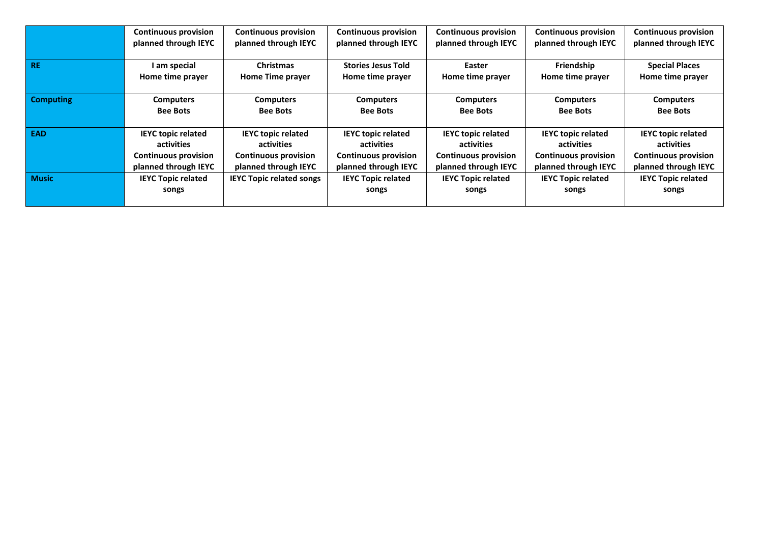| | | | | | | |
|---|---|---|---|---|---|---|
| | **Continuous provision planned through IEYC** | **Continuous provision planned through IEYC** | **Continuous provision planned through IEYC** | **Continuous provision planned through IEYC** | **Continuous provision planned through IEYC** | **Continuous provision planned through IEYC** |
| **RE** | **I am special**<br>**Home time prayer** | **Christmas**<br>**Home Time prayer** | **Stories Jesus Told**<br>**Home time prayer** | **Easter**<br>**Home time prayer** | **Friendship**<br>**Home time prayer** | **Special Places**<br>**Home time prayer** |
| **Computing** | **Computers**<br>**Bee Bots** | **Computers**<br>**Bee Bots** | **Computers**<br>**Bee Bots** | **Computers**<br>**Bee Bots** | **Computers**<br>**Bee Bots** | **Computers**<br>**Bee Bots** |
| **EAD** | **IEYC topic related activities**<br>**Continuous provision planned through IEYC** | **IEYC topic related activities**<br>**Continuous provision planned through IEYC** | **IEYC topic related activities**<br>**Continuous provision planned through IEYC** | **IEYC topic related activities**<br>**Continuous provision planned through IEYC** | **IEYC topic related activities**<br>**Continuous provision planned through IEYC** | **IEYC topic related activities**<br>**Continuous provision planned through IEYC** |
| **Music** | **IEYC Topic related songs** | **IEYC Topic related songs** | **IEYC Topic related songs** | **IEYC Topic related songs** | **IEYC Topic related songs** | **IEYC Topic related songs** |